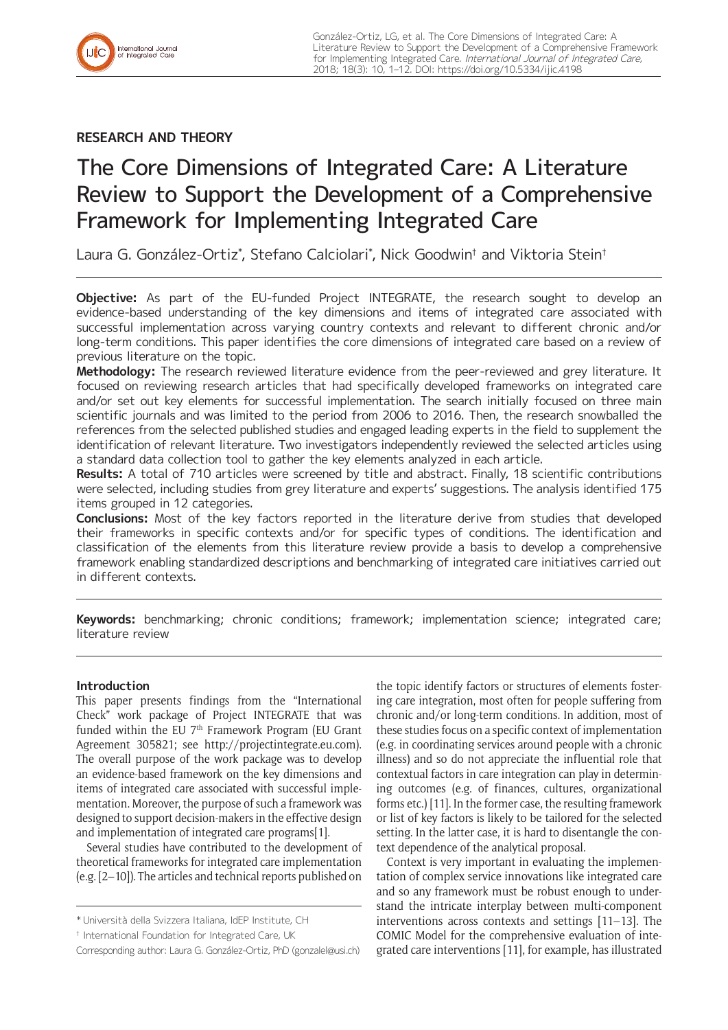**RESEARCH AND THEORY**

# The Core Dimensions of Integrated Care: A Literature Review to Support the Development of a Comprehensive Framework for Implementing Integrated Care

Laura G. González-Ortiz*, Stefano Calciolari*, Nick Goodwin† and Viktoria Stein†

**Objective:** As part of the EU-funded Project INTEGRATE, the research sought to develop an evidence-based understanding of the key dimensions and items of integrated care associated with successful implementation across varying country contexts and relevant to different chronic and/or long-term conditions. This paper identifies the core dimensions of integrated care based on a review of previous literature on the topic.

**Methodology:** The research reviewed literature evidence from the peer-reviewed and grey literature. It focused on reviewing research articles that had specifically developed frameworks on integrated care and/or set out key elements for successful implementation. The search initially focused on three main scientific journals and was limited to the period from 2006 to 2016. Then, the research snowballed the references from the selected published studies and engaged leading experts in the field to supplement the identification of relevant literature. Two investigators independently reviewed the selected articles using a standard data collection tool to gather the key elements analyzed in each article.

**Results:** A total of 710 articles were screened by title and abstract. Finally, 18 scientific contributions were selected, including studies from grey literature and experts' suggestions. The analysis identified 175 items grouped in 12 categories.

**Conclusions:** Most of the key factors reported in the literature derive from studies that developed their frameworks in specific contexts and/or for specific types of conditions. The identification and classification of the elements from this literature review provide a basis to develop a comprehensive framework enabling standardized descriptions and benchmarking of integrated care initiatives carried out in different contexts.

**Keywords:** benchmarking; chronic conditions; framework; implementation science; integrated care; literature review

## Introduction

This paper presents findings from the "International Check" work package of Project INTEGRATE that was funded within the EU 7th Framework Program (EU Grant Agreement 305821; see http://projectintegrate.eu.com). The overall purpose of the work package was to develop an evidence-based framework on the key dimensions and items of integrated care associated with successful implementation. Moreover, the purpose of such a framework was designed to support decision-makers in the effective design and implementation of integrated care programs[1].

Several studies have contributed to the development of theoretical frameworks for integrated care implementation (e.g. [2–10]). The articles and technical reports published on the topic identify factors or structures of elements fostering care integration, most often for people suffering from chronic and/or long-term conditions. In addition, most of these studies focus on a specific context of implementation (e.g. in coordinating services around people with a chronic illness) and so do not appreciate the influential role that contextual factors in care integration can play in determining outcomes (e.g. of finances, cultures, organizational forms etc.) [11]. In the former case, the resulting framework or list of key factors is likely to be tailored for the selected setting. In the latter case, it is hard to disentangle the context dependence of the analytical proposal.

Context is very important in evaluating the implementation of complex service innovations like integrated care and so any framework must be robust enough to understand the intricate interplay between multi-component interventions across contexts and settings [11–13]. The COMIC Model for the comprehensive evaluation of integrated care interventions [11], for example, has illustrated

* Università della Svizzera Italiana, IdEP Institute, CH

† International Foundation for Integrated Care, UK

Corresponding author: Laura G. González-Ortiz, PhD (gonzalel@usi.ch)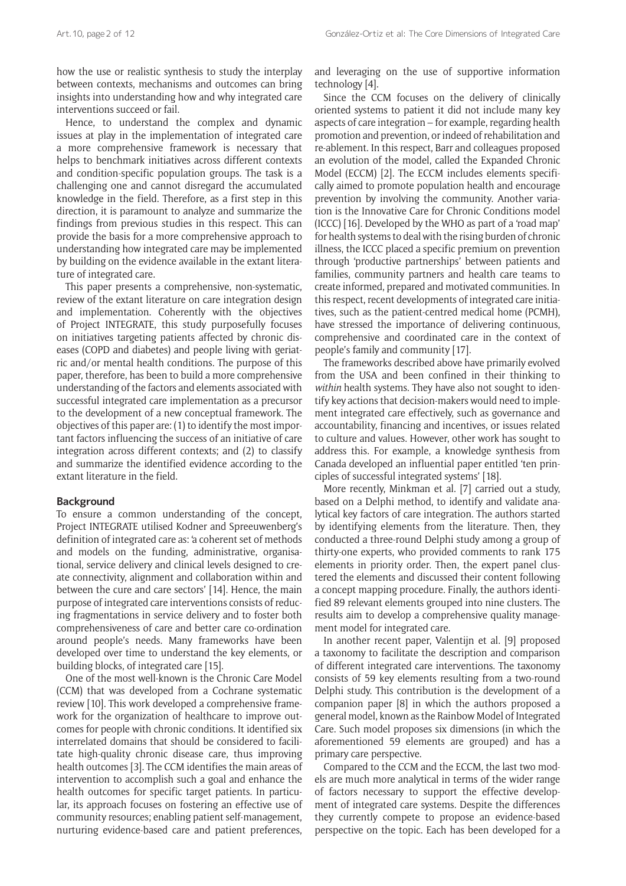how the use or realistic synthesis to study the interplay between contexts, mechanisms and outcomes can bring insights into understanding how and why integrated care interventions succeed or fail.

Hence, to understand the complex and dynamic issues at play in the implementation of integrated care a more comprehensive framework is necessary that helps to benchmark initiatives across different contexts and condition-specific population groups. The task is a challenging one and cannot disregard the accumulated knowledge in the field. Therefore, as a first step in this direction, it is paramount to analyze and summarize the findings from previous studies in this respect. This can provide the basis for a more comprehensive approach to understanding how integrated care may be implemented by building on the evidence available in the extant literature of integrated care.

This paper presents a comprehensive, non-systematic, review of the extant literature on care integration design and implementation. Coherently with the objectives of Project INTEGRATE, this study purposefully focuses on initiatives targeting patients affected by chronic diseases (COPD and diabetes) and people living with geriatric and/or mental health conditions. The purpose of this paper, therefore, has been to build a more comprehensive understanding of the factors and elements associated with successful integrated care implementation as a precursor to the development of a new conceptual framework. The objectives of this paper are: (1) to identify the most important factors influencing the success of an initiative of care integration across different contexts; and (2) to classify and summarize the identified evidence according to the extant literature in the field.

## Background

To ensure a common understanding of the concept, Project INTEGRATE utilised Kodner and Spreeuwenberg's definition of integrated care as: 'a coherent set of methods and models on the funding, administrative, organisational, service delivery and clinical levels designed to create connectivity, alignment and collaboration within and between the cure and care sectors' [14]. Hence, the main purpose of integrated care interventions consists of reducing fragmentations in service delivery and to foster both comprehensiveness of care and better care co-ordination around people's needs. Many frameworks have been developed over time to understand the key elements, or building blocks, of integrated care [15].

One of the most well-known is the Chronic Care Model (CCM) that was developed from a Cochrane systematic review [10]. This work developed a comprehensive framework for the organization of healthcare to improve outcomes for people with chronic conditions. It identified six interrelated domains that should be considered to facilitate high-quality chronic disease care, thus improving health outcomes [3]. The CCM identifies the main areas of intervention to accomplish such a goal and enhance the health outcomes for specific target patients. In particular, its approach focuses on fostering an effective use of community resources; enabling patient self-management, nurturing evidence-based care and patient preferences, and leveraging on the use of supportive information technology [4].

Since the CCM focuses on the delivery of clinically oriented systems to patient it did not include many key aspects of care integration – for example, regarding health promotion and prevention, or indeed of rehabilitation and re-ablement. In this respect, Barr and colleagues proposed an evolution of the model, called the Expanded Chronic Model (ECCM) [2]. The ECCM includes elements specifically aimed to promote population health and encourage prevention by involving the community. Another variation is the Innovative Care for Chronic Conditions model (ICCC) [16]. Developed by the WHO as part of a 'road map' for health systems to deal with the rising burden of chronic illness, the ICCC placed a specific premium on prevention through 'productive partnerships' between patients and families, community partners and health care teams to create informed, prepared and motivated communities. In this respect, recent developments of integrated care initiatives, such as the patient-centred medical home (PCMH), have stressed the importance of delivering continuous, comprehensive and coordinated care in the context of people's family and community [17].

The frameworks described above have primarily evolved from the USA and been confined in their thinking to *within* health systems. They have also not sought to identify key actions that decision-makers would need to implement integrated care effectively, such as governance and accountability, financing and incentives, or issues related to culture and values. However, other work has sought to address this. For example, a knowledge synthesis from Canada developed an influential paper entitled 'ten principles of successful integrated systems' [18].

More recently, Minkman et al. [7] carried out a study, based on a Delphi method, to identify and validate analytical key factors of care integration. The authors started by identifying elements from the literature. Then, they conducted a three-round Delphi study among a group of thirty-one experts, who provided comments to rank 175 elements in priority order. Then, the expert panel clustered the elements and discussed their content following a concept mapping procedure. Finally, the authors identified 89 relevant elements grouped into nine clusters. The results aim to develop a comprehensive quality management model for integrated care.

In another recent paper, Valentijn et al. [9] proposed a taxonomy to facilitate the description and comparison of different integrated care interventions. The taxonomy consists of 59 key elements resulting from a two-round Delphi study. This contribution is the development of a companion paper [8] in which the authors proposed a general model, known as the Rainbow Model of Integrated Care. Such model proposes six dimensions (in which the aforementioned 59 elements are grouped) and has a primary care perspective.

Compared to the CCM and the ECCM, the last two models are much more analytical in terms of the wider range of factors necessary to support the effective development of integrated care systems. Despite the differences they currently compete to propose an evidence-based perspective on the topic. Each has been developed for a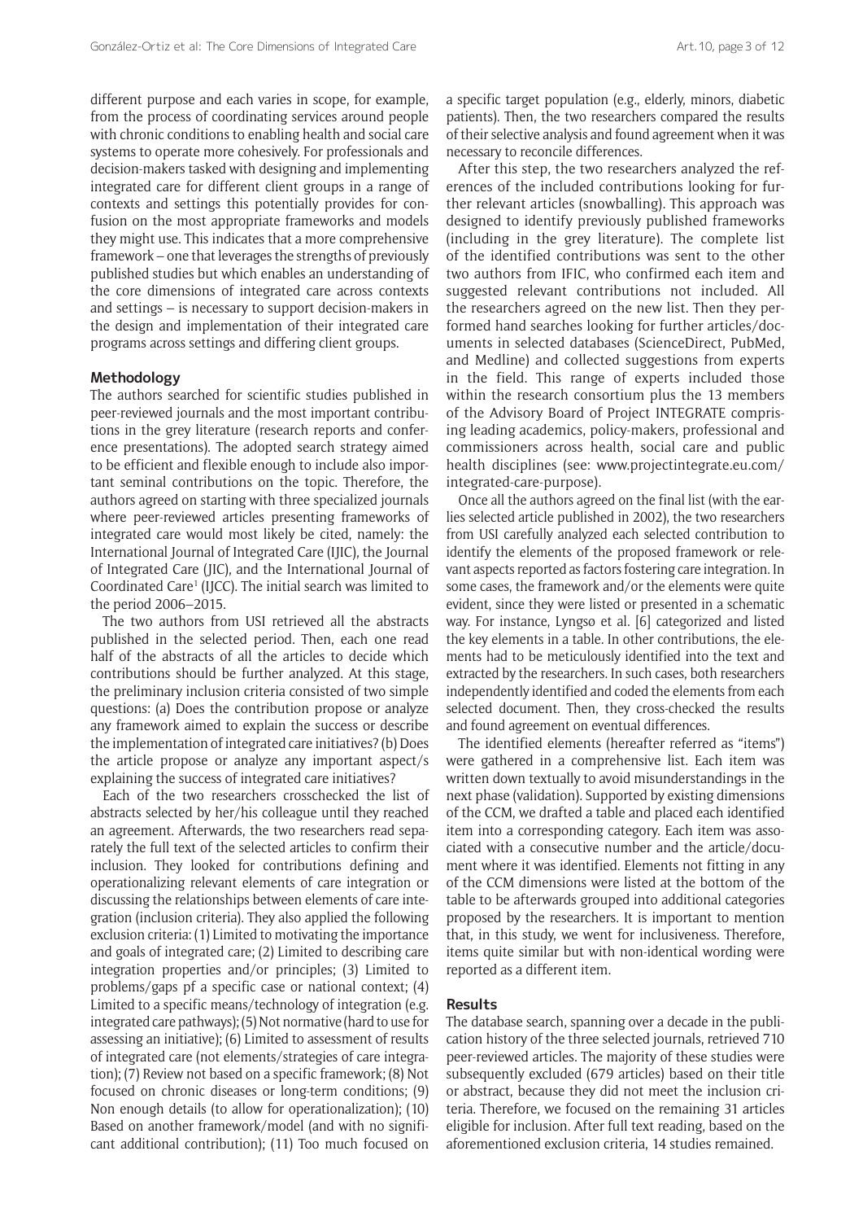different purpose and each varies in scope, for example, from the process of coordinating services around people with chronic conditions to enabling health and social care systems to operate more cohesively. For professionals and decision-makers tasked with designing and implementing integrated care for different client groups in a range of contexts and settings this potentially provides for confusion on the most appropriate frameworks and models they might use. This indicates that a more comprehensive framework – one that leverages the strengths of previously published studies but which enables an understanding of the core dimensions of integrated care across contexts and settings – is necessary to support decision-makers in the design and implementation of their integrated care programs across settings and differing client groups.

## Methodology

The authors searched for scientific studies published in peer-reviewed journals and the most important contributions in the grey literature (research reports and conference presentations). The adopted search strategy aimed to be efficient and flexible enough to include also important seminal contributions on the topic. Therefore, the authors agreed on starting with three specialized journals where peer-reviewed articles presenting frameworks of integrated care would most likely be cited, namely: the International Journal of Integrated Care (IJIC), the Journal of Integrated Care (JIC), and the International Journal of Coordinated Care[1] (IJCC). The initial search was limited to the period 2006–2015.

The two authors from USI retrieved all the abstracts published in the selected period. Then, each one read half of the abstracts of all the articles to decide which contributions should be further analyzed. At this stage, the preliminary inclusion criteria consisted of two simple questions: (a) Does the contribution propose or analyze any framework aimed to explain the success or describe the implementation of integrated care initiatives? (b) Does the article propose or analyze any important aspect/s explaining the success of integrated care initiatives?

Each of the two researchers crosschecked the list of abstracts selected by her/his colleague until they reached an agreement. Afterwards, the two researchers read separately the full text of the selected articles to confirm their inclusion. They looked for contributions defining and operationalizing relevant elements of care integration or discussing the relationships between elements of care integration (inclusion criteria). They also applied the following exclusion criteria: (1) Limited to motivating the importance and goals of integrated care; (2) Limited to describing care integration properties and/or principles; (3) Limited to problems/gaps pf a specific case or national context; (4) Limited to a specific means/technology of integration (e.g. integrated care pathways); (5) Not normative (hard to use for assessing an initiative); (6) Limited to assessment of results of integrated care (not elements/strategies of care integration); (7) Review not based on a specific framework; (8) Not focused on chronic diseases or long-term conditions; (9) Non enough details (to allow for operationalization); (10) Based on another framework/model (and with no significant additional contribution); (11) Too much focused on a specific target population (e.g., elderly, minors, diabetic patients). Then, the two researchers compared the results of their selective analysis and found agreement when it was necessary to reconcile differences.

After this step, the two researchers analyzed the references of the included contributions looking for further relevant articles (snowballing). This approach was designed to identify previously published frameworks (including in the grey literature). The complete list of the identified contributions was sent to the other two authors from IFIC, who confirmed each item and suggested relevant contributions not included. All the researchers agreed on the new list. Then they performed hand searches looking for further articles/documents in selected databases (ScienceDirect, PubMed, and Medline) and collected suggestions from experts in the field. This range of experts included those within the research consortium plus the 13 members of the Advisory Board of Project INTEGRATE comprising leading academics, policy-makers, professional and commissioners across health, social care and public health disciplines (see: www.projectintegrate.eu.com/integrated-care-purpose).

Once all the authors agreed on the final list (with the earlies selected article published in 2002), the two researchers from USI carefully analyzed each selected contribution to identify the elements of the proposed framework or relevant aspects reported as factors fostering care integration. In some cases, the framework and/or the elements were quite evident, since they were listed or presented in a schematic way. For instance, Lyngso et al. [6] categorized and listed the key elements in a table. In other contributions, the elements had to be meticulously identified into the text and extracted by the researchers. In such cases, both researchers independently identified and coded the elements from each selected document. Then, they cross-checked the results and found agreement on eventual differences.

The identified elements (hereafter referred as "items") were gathered in a comprehensive list. Each item was written down textually to avoid misunderstandings in the next phase (validation). Supported by existing dimensions of the CCM, we drafted a table and placed each identified item into a corresponding category. Each item was associated with a consecutive number and the article/document where it was identified. Elements not fitting in any of the CCM dimensions were listed at the bottom of the table to be afterwards grouped into additional categories proposed by the researchers. It is important to mention that, in this study, we went for inclusiveness. Therefore, items quite similar but with non-identical wording were reported as a different item.

## Results

The database search, spanning over a decade in the publication history of the three selected journals, retrieved 710 peer-reviewed articles. The majority of these studies were subsequently excluded (679 articles) based on their title or abstract, because they did not meet the inclusion criteria. Therefore, we focused on the remaining 31 articles eligible for inclusion. After full text reading, based on the aforementioned exclusion criteria, 14 studies remained.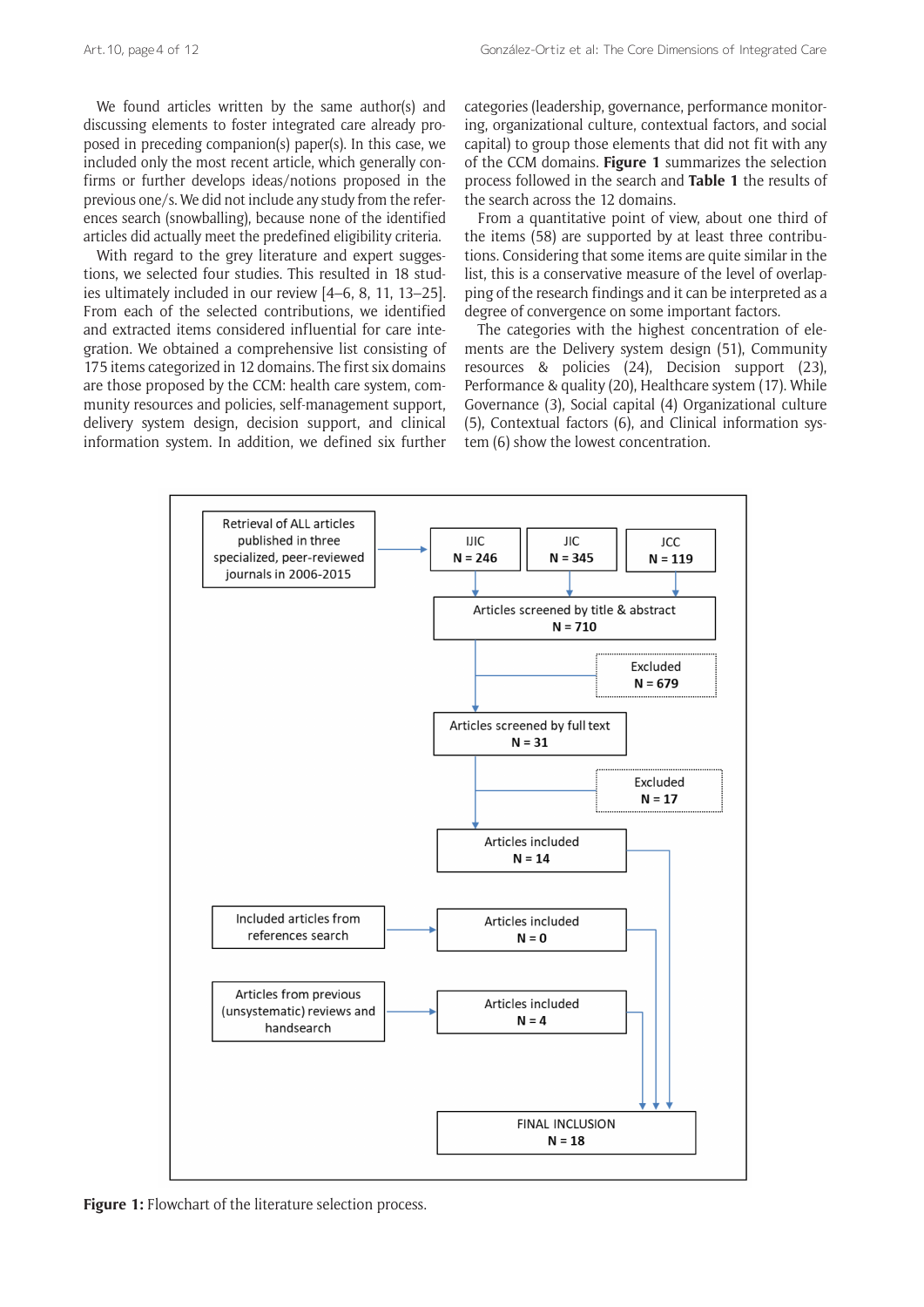We found articles written by the same author(s) and discussing elements to foster integrated care already proposed in preceding companion(s) paper(s). In this case, we included only the most recent article, which generally confirms or further develops ideas/notions proposed in the previous one/s. We did not include any study from the references search (snowballing), because none of the identified articles did actually meet the predefined eligibility criteria.

With regard to the grey literature and expert suggestions, we selected four studies. This resulted in 18 studies ultimately included in our review [4–6, 8, 11, 13–25]. From each of the selected contributions, we identified and extracted items considered influential for care integration. We obtained a comprehensive list consisting of 175 items categorized in 12 domains. The first six domains are those proposed by the CCM: health care system, community resources and policies, self-management support, delivery system design, decision support, and clinical information system. In addition, we defined six further categories (leadership, governance, performance monitoring, organizational culture, contextual factors, and social capital) to group those elements that did not fit with any of the CCM domains. **Figure 1** summarizes the selection process followed in the search and **Table 1** the results of the search across the 12 domains.

From a quantitative point of view, about one third of the items (58) are supported by at least three contributions. Considering that some items are quite similar in the list, this is a conservative measure of the level of overlapping of the research findings and it can be interpreted as a degree of convergence on some important factors.

The categories with the highest concentration of elements are the Delivery system design (51), Community resources & policies (24), Decision support (23), Performance & quality (20), Healthcare system (17). While Governance (3), Social capital (4) Organizational culture (5), Contextual factors (6), and Clinical information system (6) show the lowest concentration.

Retrieval of ALL articles published in three specialized, peer-reviewed journals in 2006-2015

IJIC **N = 246** | JIC **N = 345** | JCC **N = 119**

Articles screened by title & abstract **N = 710**

Excluded **N = 679**

Articles screened by full text **N = 31**

Excluded **N = 17**

Articles included **N = 14**

Included articles from references search → Articles included **N = 0**

Articles from previous (unsystematic) reviews and handsearch → Articles included **N = 4**

FINAL INCLUSION **N = 18**

**Figure 1:** Flowchart of the literature selection process.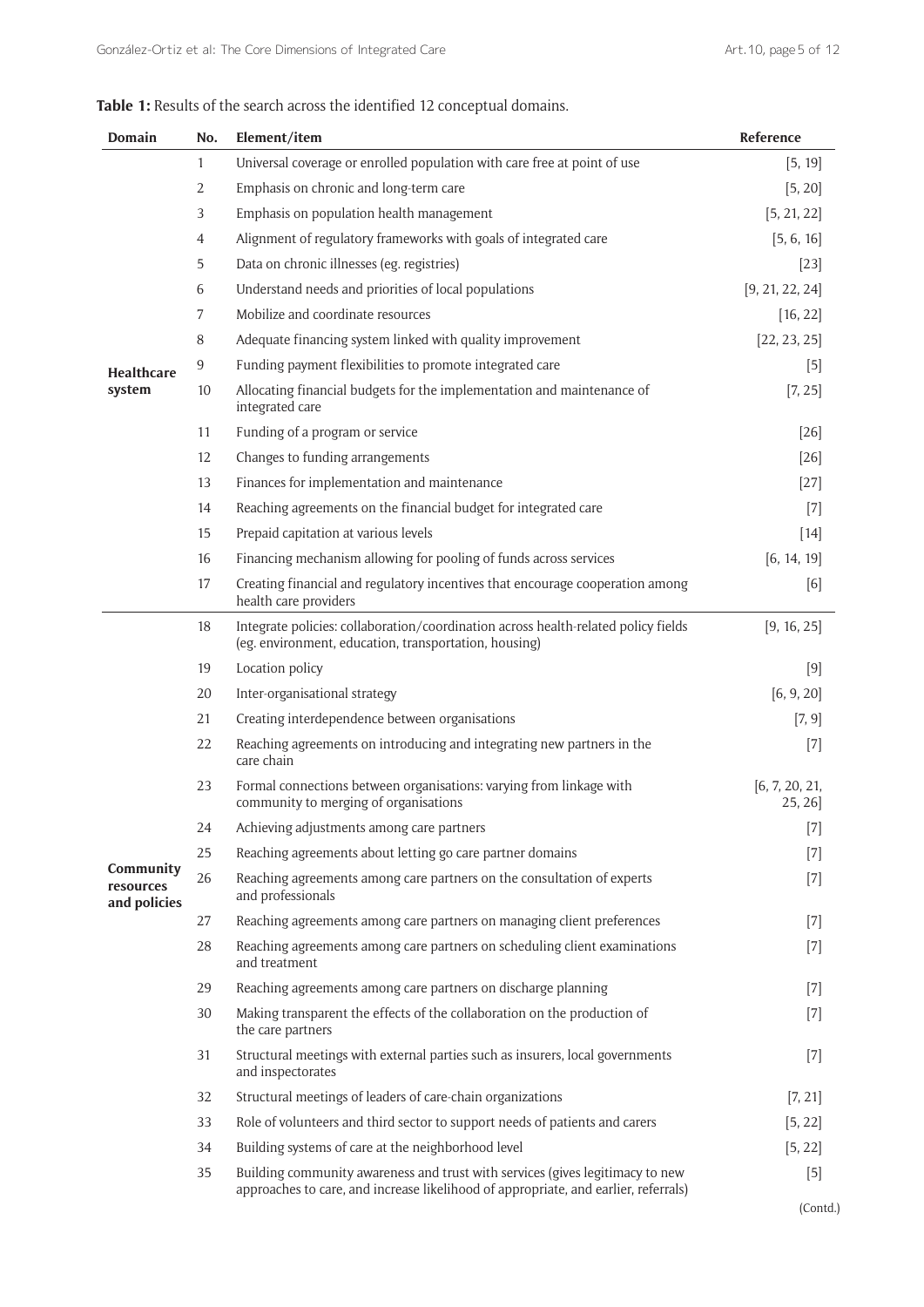**Table 1:** Results of the search across the identified 12 conceptual domains.

| Domain | No. | Element/item | Reference |
|---|---|---|---|
| Healthcare system | 1 | Universal coverage or enrolled population with care free at point of use | [5, 19] |
| | 2 | Emphasis on chronic and long-term care | [5, 20] |
| | 3 | Emphasis on population health management | [5, 21, 22] |
| | 4 | Alignment of regulatory frameworks with goals of integrated care | [5, 6, 16] |
| | 5 | Data on chronic illnesses (eg. registries) | [23] |
| | 6 | Understand needs and priorities of local populations | [9, 21, 22, 24] |
| | 7 | Mobilize and coordinate resources | [16, 22] |
| | 8 | Adequate financing system linked with quality improvement | [22, 23, 25] |
| | 9 | Funding payment flexibilities to promote integrated care | [5] |
| | 10 | Allocating financial budgets for the implementation and maintenance of integrated care | [7, 25] |
| | 11 | Funding of a program or service | [26] |
| | 12 | Changes to funding arrangements | [26] |
| | 13 | Finances for implementation and maintenance | [27] |
| | 14 | Reaching agreements on the financial budget for integrated care | [7] |
| | 15 | Prepaid capitation at various levels | [14] |
| | 16 | Financing mechanism allowing for pooling of funds across services | [6, 14, 19] |
| | 17 | Creating financial and regulatory incentives that encourage cooperation among health care providers | [6] |
| Community resources and policies | 18 | Integrate policies: collaboration/coordination across health-related policy fields (eg. environment, education, transportation, housing) | [9, 16, 25] |
| | 19 | Location policy | [9] |
| | 20 | Inter-organisational strategy | [6, 9, 20] |
| | 21 | Creating interdependence between organisations | [7, 9] |
| | 22 | Reaching agreements on introducing and integrating new partners in the care chain | [7] |
| | 23 | Formal connections between organisations: varying from linkage with community to merging of organisations | [6, 7, 20, 21, 25, 26] |
| | 24 | Achieving adjustments among care partners | [7] |
| | 25 | Reaching agreements about letting go care partner domains | [7] |
| | 26 | Reaching agreements among care partners on the consultation of experts and professionals | [7] |
| | 27 | Reaching agreements among care partners on managing client preferences | [7] |
| | 28 | Reaching agreements among care partners on scheduling client examinations and treatment | [7] |
| | 29 | Reaching agreements among care partners on discharge planning | [7] |
| | 30 | Making transparent the effects of the collaboration on the production of the care partners | [7] |
| | 31 | Structural meetings with external parties such as insurers, local governments and inspectorates | [7] |
| | 32 | Structural meetings of leaders of care-chain organizations | [7, 21] |
| | 33 | Role of volunteers and third sector to support needs of patients and carers | [5, 22] |
| | 34 | Building systems of care at the neighborhood level | [5, 22] |
| | 35 | Building community awareness and trust with services (gives legitimacy to new approaches to care, and increase likelihood of appropriate, and earlier, referrals) | [5] |

(Contd.)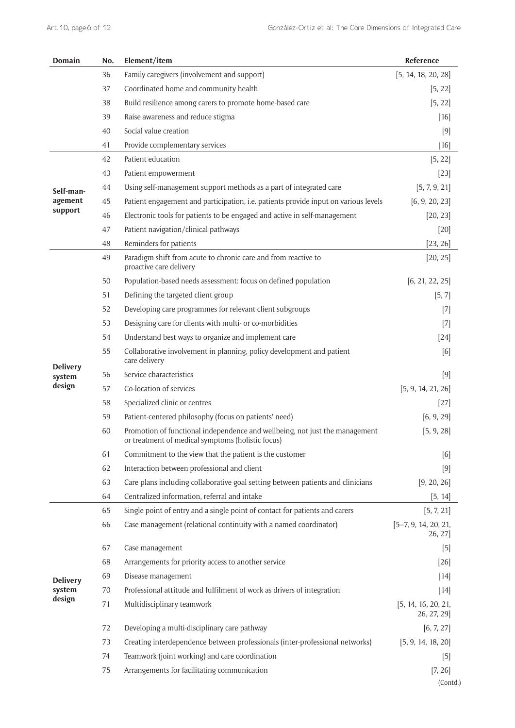| Domain | No. | Element/item | Reference |
|---|---|---|---|
| | 36 | Family caregivers (involvement and support) | [5, 14, 18, 20, 28] |
| | 37 | Coordinated home and community health | [5, 22] |
| | 38 | Build resilience among carers to promote home-based care | [5, 22] |
| | 39 | Raise awareness and reduce stigma | [16] |
| | 40 | Social value creation | [9] |
| | 41 | Provide complementary services | [16] |
| Self-management support | 42 | Patient education | [5, 22] |
| | 43 | Patient empowerment | [23] |
| | 44 | Using self-management support methods as a part of integrated care | [5, 7, 9, 21] |
| | 45 | Patient engagement and participation, i.e. patients provide input on various levels | [6, 9, 20, 23] |
| | 46 | Electronic tools for patients to be engaged and active in self-management | [20, 23] |
| | 47 | Patient navigation/clinical pathways | [20] |
| | 48 | Reminders for patients | [23, 26] |
| Delivery system design | 49 | Paradigm shift from acute to chronic care and from reactive to proactive care delivery | [20, 25] |
| | 50 | Population-based needs assessment: focus on defined population | [6, 21, 22, 25] |
| | 51 | Defining the targeted client group | [5, 7] |
| | 52 | Developing care programmes for relevant client subgroups | [7] |
| | 53 | Designing care for clients with multi- or co-morbidities | [7] |
| | 54 | Understand best ways to organize and implement care | [24] |
| | 55 | Collaborative involvement in planning, policy development and patient care delivery | [6] |
| | 56 | Service characteristics | [9] |
| | 57 | Co-location of services | [5, 9, 14, 21, 26] |
| | 58 | Specialized clinic or centres | [27] |
| | 59 | Patient-centered philosophy (focus on patients' need) | [6, 9, 29] |
| | 60 | Promotion of functional independence and wellbeing, not just the management or treatment of medical symptoms (holistic focus) | [5, 9, 28] |
| | 61 | Commitment to the view that the patient is the customer | [6] |
| | 62 | Interaction between professional and client | [9] |
| | 63 | Care plans including collaborative goal setting between patients and clinicians | [9, 20, 26] |
| | 64 | Centralized information, referral and intake | [5, 14] |
| Delivery system design | 65 | Single point of entry and a single point of contact for patients and carers | [5, 7, 21] |
| | 66 | Case management (relational continuity with a named coordinator) | [5–7, 9, 14, 20, 21, 26, 27] |
| | 67 | Case management | [5] |
| | 68 | Arrangements for priority access to another service | [26] |
| | 69 | Disease management | [14] |
| | 70 | Professional attitude and fulfilment of work as drivers of integration | [14] |
| | 71 | Multidisciplinary teamwork | [5, 14, 16, 20, 21, 26, 27, 29] |
| | 72 | Developing a multi-disciplinary care pathway | [6, 7, 27] |
| | 73 | Creating interdependence between professionals (inter-professional networks) | [5, 9, 14, 18, 20] |
| | 74 | Teamwork (joint working) and care coordination | [5] |
| | 75 | Arrangements for facilitating communication | [7, 26] |

(Contd.)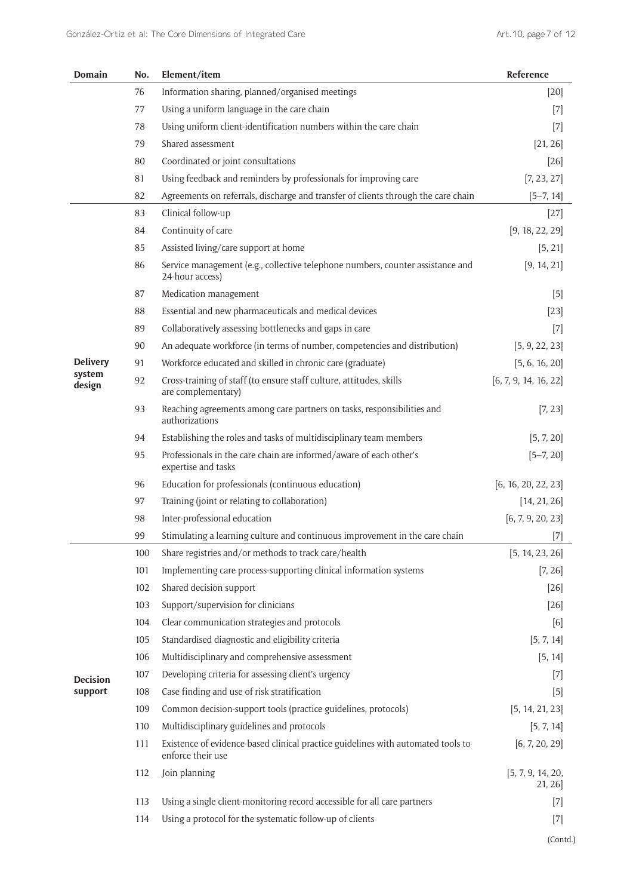| Domain | No. | Element/item | Reference |
|---|---|---|---|
| | 76 | Information sharing, planned/organised meetings | [20] |
| | 77 | Using a uniform language in the care chain | [7] |
| | 78 | Using uniform client-identification numbers within the care chain | [7] |
| | 79 | Shared assessment | [21, 26] |
| | 80 | Coordinated or joint consultations | [26] |
| | 81 | Using feedback and reminders by professionals for improving care | [7, 23, 27] |
| | 82 | Agreements on referrals, discharge and transfer of clients through the care chain | [5–7, 14] |
| **Delivery system design** | 83 | Clinical follow-up | [27] |
| | 84 | Continuity of care | [9, 18, 22, 29] |
| | 85 | Assisted living/care support at home | [5, 21] |
| | 86 | Service management (e.g., collective telephone numbers, counter assistance and 24-hour access) | [9, 14, 21] |
| | 87 | Medication management | [5] |
| | 88 | Essential and new pharmaceuticals and medical devices | [23] |
| | 89 | Collaboratively assessing bottlenecks and gaps in care | [7] |
| | 90 | An adequate workforce (in terms of number, competencies and distribution) | [5, 9, 22, 23] |
| | 91 | Workforce educated and skilled in chronic care (graduate) | [5, 6, 16, 20] |
| | 92 | Cross-training of staff (to ensure staff culture, attitudes, skills are complementary) | [6, 7, 9, 14, 16, 22] |
| | 93 | Reaching agreements among care partners on tasks, responsibilities and authorizations | [7, 23] |
| | 94 | Establishing the roles and tasks of multidisciplinary team members | [5, 7, 20] |
| | 95 | Professionals in the care chain are informed/aware of each other's expertise and tasks | [5–7, 20] |
| | 96 | Education for professionals (continuous education) | [6, 16, 20, 22, 23] |
| | 97 | Training (joint or relating to collaboration) | [14, 21, 26] |
| | 98 | Inter-professional education | [6, 7, 9, 20, 23] |
| | 99 | Stimulating a learning culture and continuous improvement in the care chain | [7] |
| **Decision support** | 100 | Share registries and/or methods to track care/health | [5, 14, 23, 26] |
| | 101 | Implementing care process-supporting clinical information systems | [7, 26] |
| | 102 | Shared decision support | [26] |
| | 103 | Support/supervision for clinicians | [26] |
| | 104 | Clear communication strategies and protocols | [6] |
| | 105 | Standardised diagnostic and eligibility criteria | [5, 7, 14] |
| | 106 | Multidisciplinary and comprehensive assessment | [5, 14] |
| | 107 | Developing criteria for assessing client's urgency | [7] |
| | 108 | Case finding and use of risk stratification | [5] |
| | 109 | Common decision-support tools (practice guidelines, protocols) | [5, 14, 21, 23] |
| | 110 | Multidisciplinary guidelines and protocols | [5, 7, 14] |
| | 111 | Existence of evidence-based clinical practice guidelines with automated tools to enforce their use | [6, 7, 20, 29] |
| | 112 | Join planning | [5, 7, 9, 14, 20, 21, 26] |
| | 113 | Using a single client-monitoring record accessible for all care partners | [7] |
| | 114 | Using a protocol for the systematic follow-up of clients | [7] |

(Contd.)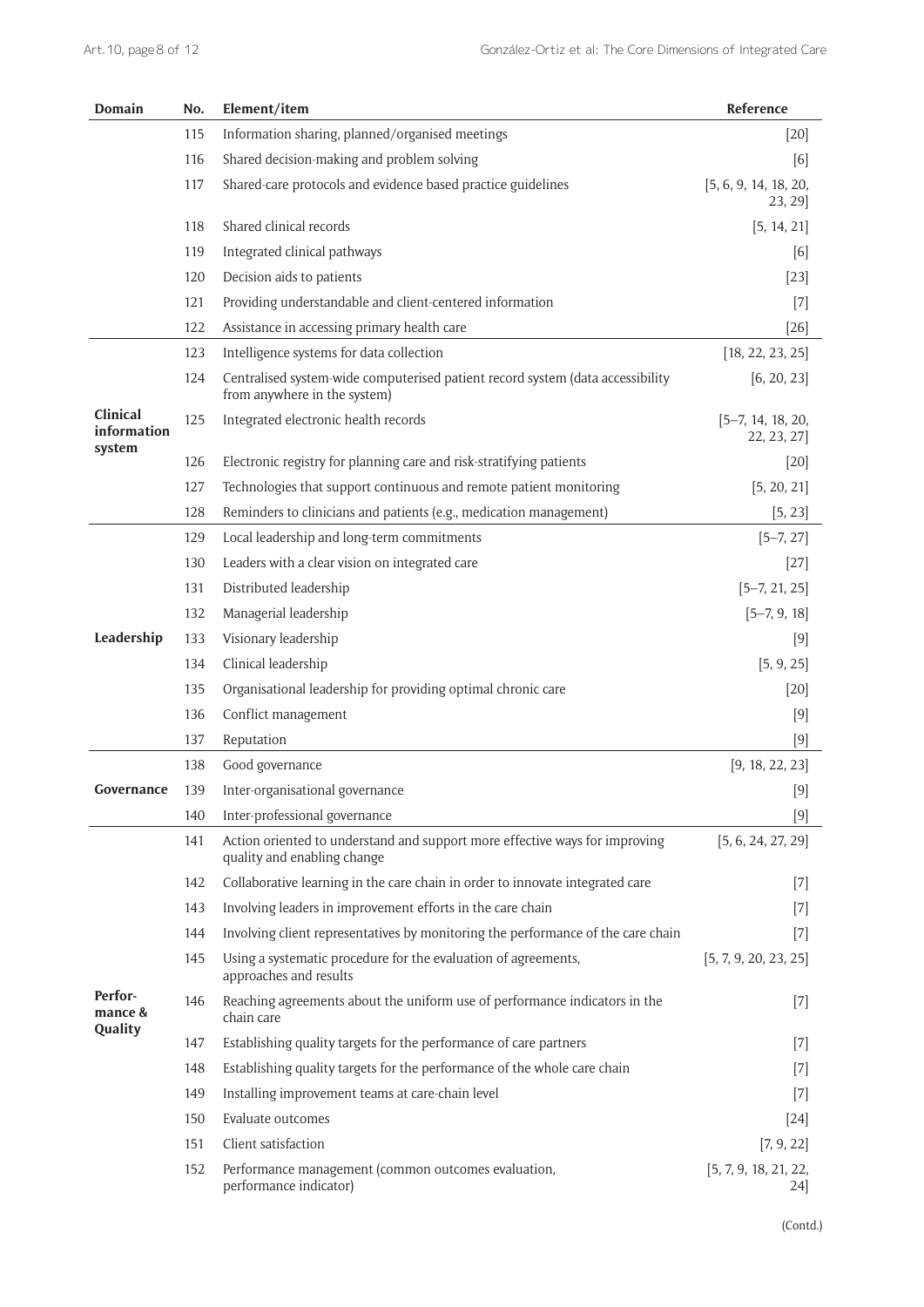| Domain | No. | Element/item | Reference |
|---|---|---|---|
| | 115 | Information sharing, planned/organised meetings | [20] |
| | 116 | Shared decision-making and problem solving | [6] |
| | 117 | Shared-care protocols and evidence based practice guidelines | [5, 6, 9, 14, 18, 20, 23, 29] |
| | 118 | Shared clinical records | [5, 14, 21] |
| | 119 | Integrated clinical pathways | [6] |
| | 120 | Decision aids to patients | [23] |
| | 121 | Providing understandable and client-centered information | [7] |
| | 122 | Assistance in accessing primary health care | [26] |
| **Clinical information system** | 123 | Intelligence systems for data collection | [18, 22, 23, 25] |
| | 124 | Centralised system-wide computerised patient record system (data accessibility from anywhere in the system) | [6, 20, 23] |
| | 125 | Integrated electronic health records | [5–7, 14, 18, 20, 22, 23, 27] |
| | 126 | Electronic registry for planning care and risk-stratifying patients | [20] |
| | 127 | Technologies that support continuous and remote patient monitoring | [5, 20, 21] |
| | 128 | Reminders to clinicians and patients (e.g., medication management) | [5, 23] |
| **Leadership** | 129 | Local leadership and long-term commitments | [5–7, 27] |
| | 130 | Leaders with a clear vision on integrated care | [27] |
| | 131 | Distributed leadership | [5–7, 21, 25] |
| | 132 | Managerial leadership | [5–7, 9, 18] |
| | 133 | Visionary leadership | [9] |
| | 134 | Clinical leadership | [5, 9, 25] |
| | 135 | Organisational leadership for providing optimal chronic care | [20] |
| | 136 | Conflict management | [9] |
| | 137 | Reputation | [9] |
| **Governance** | 138 | Good governance | [9, 18, 22, 23] |
| | 139 | Inter-organisational governance | [9] |
| | 140 | Inter-professional governance | [9] |
| **Performance & Quality** | 141 | Action oriented to understand and support more effective ways for improving quality and enabling change | [5, 6, 24, 27, 29] |
| | 142 | Collaborative learning in the care chain in order to innovate integrated care | [7] |
| | 143 | Involving leaders in improvement efforts in the care chain | [7] |
| | 144 | Involving client representatives by monitoring the performance of the care chain | [7] |
| | 145 | Using a systematic procedure for the evaluation of agreements, approaches and results | [5, 7, 9, 20, 23, 25] |
| | 146 | Reaching agreements about the uniform use of performance indicators in the chain care | [7] |
| | 147 | Establishing quality targets for the performance of care partners | [7] |
| | 148 | Establishing quality targets for the performance of the whole care chain | [7] |
| | 149 | Installing improvement teams at care-chain level | [7] |
| | 150 | Evaluate outcomes | [24] |
| | 151 | Client satisfaction | [7, 9, 22] |
| | 152 | Performance management (common outcomes evaluation, performance indicator) | [5, 7, 9, 18, 21, 22, 24] |

(Contd.)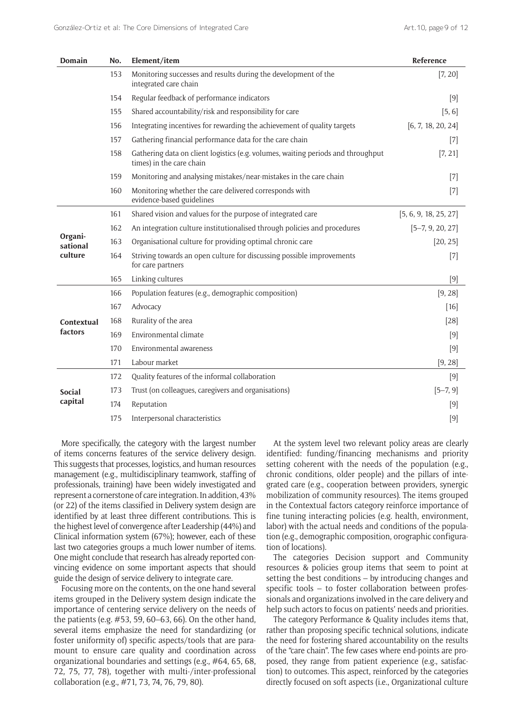| Domain | No. | Element/item | Reference |
|---|---|---|---|
| | 153 | Monitoring successes and results during the development of the integrated care chain | [7, 20] |
| | 154 | Regular feedback of performance indicators | [9] |
| | 155 | Shared accountability/risk and responsibility for care | [5, 6] |
| | 156 | Integrating incentives for rewarding the achievement of quality targets | [6, 7, 18, 20, 24] |
| | 157 | Gathering financial performance data for the care chain | [7] |
| | 158 | Gathering data on client logistics (e.g. volumes, waiting periods and throughput times) in the care chain | [7, 21] |
| | 159 | Monitoring and analysing mistakes/near-mistakes in the care chain | [7] |
| | 160 | Monitoring whether the care delivered corresponds with evidence-based guidelines | [7] |
| **Organisational culture** | 161 | Shared vision and values for the purpose of integrated care | [5, 6, 9, 18, 25, 27] |
| | 162 | An integration culture institutionalised through policies and procedures | [5–7, 9, 20, 27] |
| | 163 | Organisational culture for providing optimal chronic care | [20, 25] |
| | 164 | Striving towards an open culture for discussing possible improvements for care partners | [7] |
| | 165 | Linking cultures | [9] |
| **Contextual factors** | 166 | Population features (e.g., demographic composition) | [9, 28] |
| | 167 | Advocacy | [16] |
| | 168 | Rurality of the area | [28] |
| | 169 | Environmental climate | [9] |
| | 170 | Environmental awareness | [9] |
| | 171 | Labour market | [9, 28] |
| **Social capital** | 172 | Quality features of the informal collaboration | [9] |
| | 173 | Trust (on colleagues, caregivers and organisations) | [5–7, 9] |
| | 174 | Reputation | [9] |
| | 175 | Interpersonal characteristics | [9] |

More specifically, the category with the largest number of items concerns features of the service delivery design. This suggests that processes, logistics, and human resources management (e.g., multidisciplinary teamwork, staffing of professionals, training) have been widely investigated and represent a cornerstone of care integration. In addition, 43% (or 22) of the items classified in Delivery system design are identified by at least three different contributions. This is the highest level of convergence after Leadership (44%) and Clinical information system (67%); however, each of these last two categories groups a much lower number of items. One might conclude that research has already reported convincing evidence on some important aspects that should guide the design of service delivery to integrate care.

Focusing more on the contents, on the one hand several items grouped in the Delivery system design indicate the importance of centering service delivery on the needs of the patients (e.g. #53, 59, 60–63, 66). On the other hand, several items emphasize the need for standardizing (or foster uniformity of) specific aspects/tools that are paramount to ensure care quality and coordination across organizational boundaries and settings (e.g., #64, 65, 68, 72, 75, 77, 78), together with multi-/inter-professional collaboration (e.g., #71, 73, 74, 76, 79, 80).

At the system level two relevant policy areas are clearly identified: funding/financing mechanisms and priority setting coherent with the needs of the population (e.g., chronic conditions, older people) and the pillars of integrated care (e.g., cooperation between providers, synergic mobilization of community resources). The items grouped in the Contextual factors category reinforce importance of fine tuning interacting policies (e.g. health, environment, labor) with the actual needs and conditions of the population (e.g., demographic composition, orographic configuration of locations).

The categories Decision support and Community resources & policies group items that seem to point at setting the best conditions – by introducing changes and specific tools – to foster collaboration between professionals and organizations involved in the care delivery and help such actors to focus on patients' needs and priorities.

The category Performance & Quality includes items that, rather than proposing specific technical solutions, indicate the need for fostering shared accountability on the results of the "care chain". The few cases where end-points are proposed, they range from patient experience (e.g., satisfaction) to outcomes. This aspect, reinforced by the categories directly focused on soft aspects (i.e., Organizational culture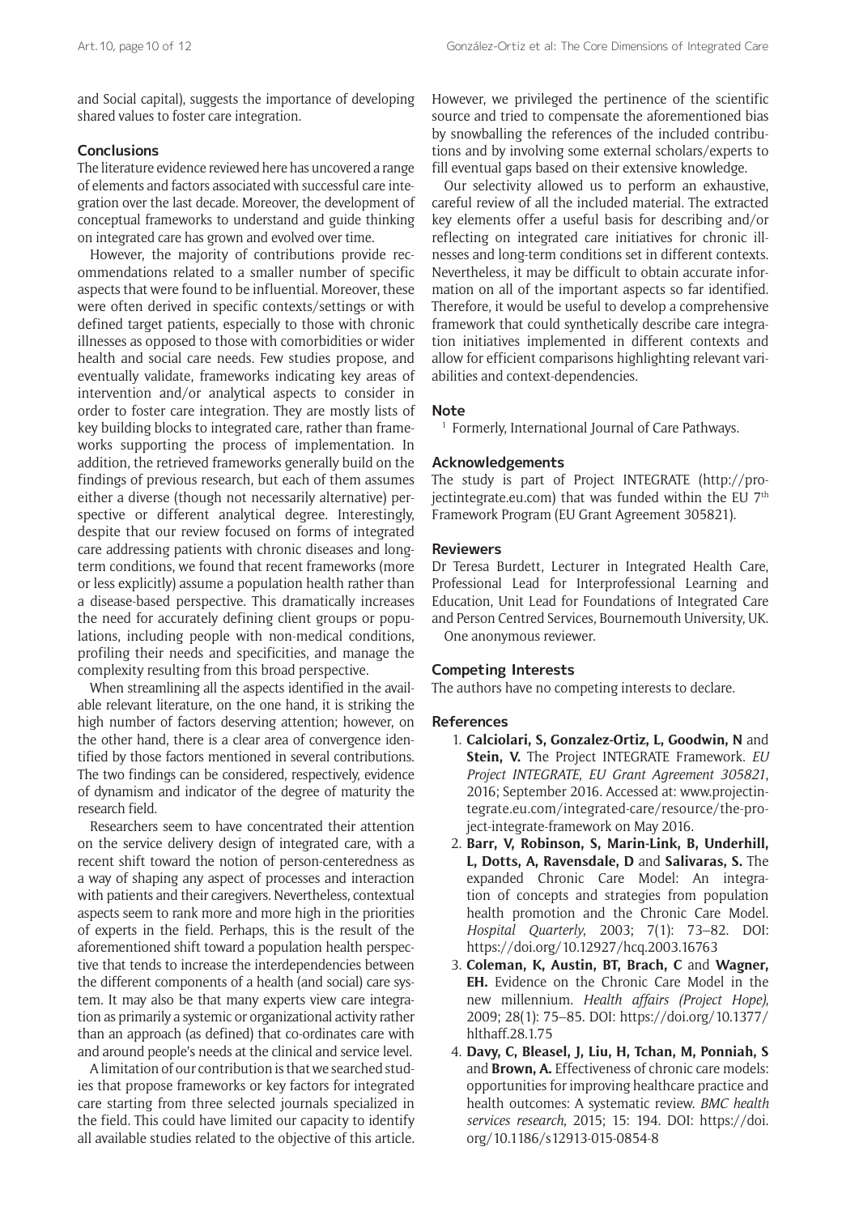and Social capital), suggests the importance of developing shared values to foster care integration.

## Conclusions

The literature evidence reviewed here has uncovered a range of elements and factors associated with successful care integration over the last decade. Moreover, the development of conceptual frameworks to understand and guide thinking on integrated care has grown and evolved over time.

However, the majority of contributions provide recommendations related to a smaller number of specific aspects that were found to be influential. Moreover, these were often derived in specific contexts/settings or with defined target patients, especially to those with chronic illnesses as opposed to those with comorbidities or wider health and social care needs. Few studies propose, and eventually validate, frameworks indicating key areas of intervention and/or analytical aspects to consider in order to foster care integration. They are mostly lists of key building blocks to integrated care, rather than frameworks supporting the process of implementation. In addition, the retrieved frameworks generally build on the findings of previous research, but each of them assumes either a diverse (though not necessarily alternative) perspective or different analytical degree. Interestingly, despite that our review focused on forms of integrated care addressing patients with chronic diseases and long-term conditions, we found that recent frameworks (more or less explicitly) assume a population health rather than a disease-based perspective. This dramatically increases the need for accurately defining client groups or populations, including people with non-medical conditions, profiling their needs and specificities, and manage the complexity resulting from this broad perspective.

When streamlining all the aspects identified in the available relevant literature, on the one hand, it is striking the high number of factors deserving attention; however, on the other hand, there is a clear area of convergence identified by those factors mentioned in several contributions. The two findings can be considered, respectively, evidence of dynamism and indicator of the degree of maturity the research field.

Researchers seem to have concentrated their attention on the service delivery design of integrated care, with a recent shift toward the notion of person-centeredness as a way of shaping any aspect of processes and interaction with patients and their caregivers. Nevertheless, contextual aspects seem to rank more and more high in the priorities of experts in the field. Perhaps, this is the result of the aforementioned shift toward a population health perspective that tends to increase the interdependencies between the different components of a health (and social) care system. It may also be that many experts view care integration as primarily a systemic or organizational activity rather than an approach (as defined) that co-ordinates care with and around people's needs at the clinical and service level.

A limitation of our contribution is that we searched studies that propose frameworks or key factors for integrated care starting from three selected journals specialized in the field. This could have limited our capacity to identify all available studies related to the objective of this article. However, we privileged the pertinence of the scientific source and tried to compensate the aforementioned bias by snowballing the references of the included contributions and by involving some external scholars/experts to fill eventual gaps based on their extensive knowledge.

Our selectivity allowed us to perform an exhaustive, careful review of all the included material. The extracted key elements offer a useful basis for describing and/or reflecting on integrated care initiatives for chronic illnesses and long-term conditions set in different contexts. Nevertheless, it may be difficult to obtain accurate information on all of the important aspects so far identified. Therefore, it would be useful to develop a comprehensive framework that could synthetically describe care integration initiatives implemented in different contexts and allow for efficient comparisons highlighting relevant variabilities and context-dependencies.

## Note

[1] Formerly, International Journal of Care Pathways.

## Acknowledgements

The study is part of Project INTEGRATE (http://projectintegrate.eu.com) that was funded within the EU 7th Framework Program (EU Grant Agreement 305821).

## Reviewers

Dr Teresa Burdett, Lecturer in Integrated Health Care, Professional Lead for Interprofessional Learning and Education, Unit Lead for Foundations of Integrated Care and Person Centred Services, Bournemouth University, UK.

One anonymous reviewer.

## Competing Interests

The authors have no competing interests to declare.

## References

1. **Calciolari, S, Gonzalez-Ortiz, L, Goodwin, N** and **Stein, V.** The Project INTEGRATE Framework. *EU Project INTEGRATE, EU Grant Agreement 305821*, 2016; September 2016. Accessed at: www.projectintegrate.eu.com/integrated-care/resource/the-project-integrate-framework on May 2016.
2. **Barr, V, Robinson, S, Marin-Link, B, Underhill, L, Dotts, A, Ravensdale, D** and **Salivaras, S.** The expanded Chronic Care Model: An integration of concepts and strategies from population health promotion and the Chronic Care Model. *Hospital Quarterly*, 2003; 7(1): 73–82. DOI: https://doi.org/10.12927/hcq.2003.16763
3. **Coleman, K, Austin, BT, Brach, C** and **Wagner, EH.** Evidence on the Chronic Care Model in the new millennium. *Health affairs (Project Hope)*, 2009; 28(1): 75–85. DOI: https://doi.org/10.1377/hlthaff.28.1.75
4. **Davy, C, Bleasel, J, Liu, H, Tchan, M, Ponniah, S** and **Brown, A.** Effectiveness of chronic care models: opportunities for improving healthcare practice and health outcomes: A systematic review. *BMC health services research*, 2015; 15: 194. DOI: https://doi.org/10.1186/s12913-015-0854-8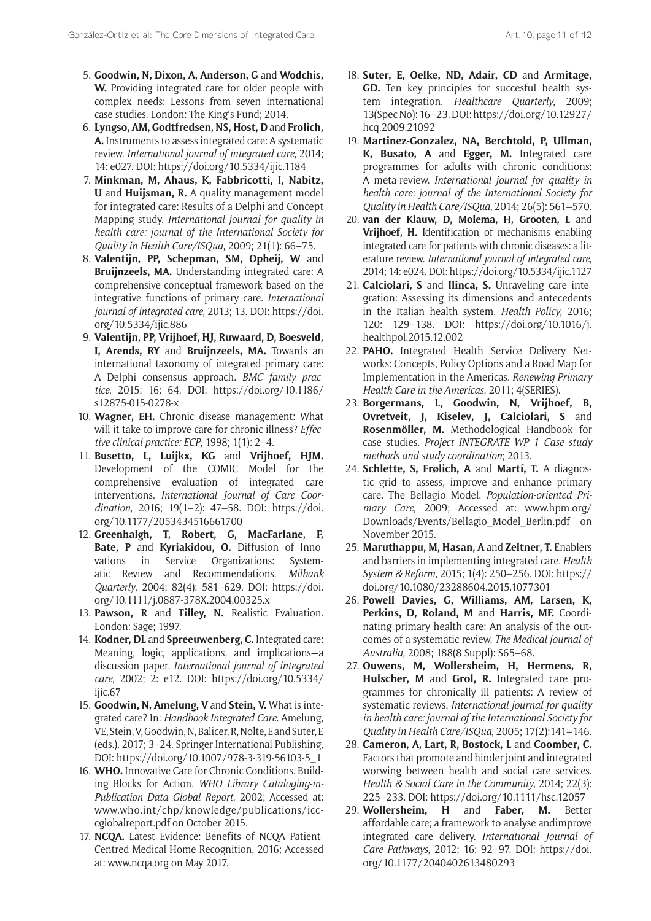5. **Goodwin, N, Dixon, A, Anderson, G** and **Wodchis, W.** Providing integrated care for older people with complex needs: Lessons from seven international case studies. London: The King's Fund; 2014.
6. **Lyngso, AM, Godtfredsen, NS, Host, D** and **Frolich, A.** Instruments to assess integrated care: A systematic review. *International journal of integrated care*, 2014; 14: e027. DOI: https://doi.org/10.5334/ijic.1184
7. **Minkman, M, Ahaus, K, Fabbricotti, I, Nabitz, U** and **Huijsman, R.** A quality management model for integrated care: Results of a Delphi and Concept Mapping study. *International journal for quality in health care: journal of the International Society for Quality in Health Care/ISQua*, 2009; 21(1): 66–75.
8. **Valentijn, PP, Schepman, SM, Opheij, W** and **Bruijnzeels, MA.** Understanding integrated care: A comprehensive conceptual framework based on the integrative functions of primary care. *International journal of integrated care*, 2013; 13. DOI: https://doi.org/10.5334/ijic.886
9. **Valentijn, PP, Vrijhoef, HJ, Ruwaard, D, Boesveld, I, Arends, RY** and **Bruijnzeels, MA.** Towards an international taxonomy of integrated primary care: A Delphi consensus approach. *BMC family practice*, 2015; 16: 64. DOI: https://doi.org/10.1186/s12875-015-0278-x
10. **Wagner, EH.** Chronic disease management: What will it take to improve care for chronic illness? *Effective clinical practice: ECP*, 1998; 1(1): 2–4.
11. **Busetto, L, Luijkx, KG** and **Vrijhoef, HJM.** Development of the COMIC Model for the comprehensive evaluation of integrated care interventions. *International Journal of Care Coordination*, 2016; 19(1–2): 47–58. DOI: https://doi.org/10.1177/2053434516661700
12. **Greenhalgh, T, Robert, G, MacFarlane, F, Bate, P** and **Kyriakidou, O.** Diffusion of Innovations in Service Organizations: Systematic Review and Recommendations. *Milbank Quarterly*, 2004; 82(4): 581–629. DOI: https://doi.org/10.1111/j.0887-378X.2004.00325.x
13. **Pawson, R** and **Tilley, N.** Realistic Evaluation. London: Sage; 1997.
14. **Kodner, DL** and **Spreeuwenberg, C.** Integrated care: Meaning, logic, applications, and implications—a discussion paper. *International journal of integrated care*, 2002; 2: e12. DOI: https://doi.org/10.5334/ijic.67
15. **Goodwin, N, Amelung, V** and **Stein, V.** What is integrated care? In: *Handbook Integrated Care*. Amelung, VE, Stein, V, Goodwin, N, Balicer, R, Nolte, E and Suter, E (eds.), 2017; 3–24. Springer International Publishing, DOI: https://doi.org/10.1007/978-3-319-56103-5_1
16. **WHO.** Innovative Care for Chronic Conditions. Building Blocks for Action. *WHO Library Cataloging-in-Publication Data Global Report*, 2002; Accessed at: www.who.int/chp/knowledge/publications/iccglobalreport.pdf on October 2015.
17. **NCQA.** Latest Evidence: Benefits of NCQA Patient-Centred Medical Home Recognition, 2016; Accessed at: www.ncqa.org on May 2017.
18. **Suter, E, Oelke, ND, Adair, CD** and **Armitage, GD.** Ten key principles for succesful health system integration. *Healthcare Quarterly*, 2009; 13(Spec No): 16–23. DOI: https://doi.org/10.12927/hcq.2009.21092
19. **Martinez-Gonzalez, NA, Berchtold, P, Ullman, K, Busato, A** and **Egger, M.** Integrated care programmes for adults with chronic conditions: A meta-review. *International journal for quality in health care: journal of the International Society for Quality in Health Care/ISQua*, 2014; 26(5): 561–570.
20. **van der Klauw, D, Molema, H, Grooten, L** and **Vrijhoef, H.** Identification of mechanisms enabling integrated care for patients with chronic diseases: a literature review. *International journal of integrated care*, 2014; 14: e024. DOI: https://doi.org/10.5334/ijic.1127
21. **Calciolari, S** and **Ilinca, S.** Unraveling care integration: Assessing its dimensions and antecedents in the Italian health system. *Health Policy*, 2016; 120: 129–138. DOI: https://doi.org/10.1016/j.healthpol.2015.12.002
22. **PAHO.** Integrated Health Service Delivery Networks: Concepts, Policy Options and a Road Map for Implementation in the Americas. *Renewing Primary Health Care in the Americas*, 2011; 4(SERIES).
23. **Borgermans, L, Goodwin, N, Vrijhoef, B, Ovretveit, J, Kiselev, J, Calciolari, S** and **Rosenmöller, M.** Methodological Handbook for case studies. *Project INTEGRATE WP 1 Case study methods and study coordination*; 2013.
24. **Schlette, S, Frølich, A** and **Martí, T.** A diagnostic grid to assess, improve and enhance primary care. The Bellagio Model. *Population-oriented Primary Care*, 2009; Accessed at: www.hpm.org/Downloads/Events/Bellagio_Model_Berlin.pdf on November 2015.
25. **Maruthappu, M, Hasan, A** and **Zeltner, T.** Enablers and barriers in implementing integrated care. *Health System & Reform*, 2015; 1(4): 250–256. DOI: https://doi.org/10.1080/23288604.2015.1077301
26. **Powell Davies, G, Williams, AM, Larsen, K, Perkins, D, Roland, M** and **Harris, MF.** Coordinating primary health care: An analysis of the outcomes of a systematic review. *The Medical journal of Australia*, 2008; 188(8 Suppl): S65–68.
27. **Ouwens, M, Wollersheim, H, Hermens, R, Hulscher, M** and **Grol, R.** Integrated care programmes for chronically ill patients: A review of systematic reviews. *International journal for quality in health care: journal of the International Society for Quality in Health Care/ISQua*, 2005; 17(2):141–146.
28. **Cameron, A, Lart, R, Bostock, L** and **Coomber, C.** Factors that promote and hinder joint and integrated worwing between health and social care services. *Health & Social Care in the Community*, 2014; 22(3): 225–233. DOI: https://doi.org/10.1111/hsc.12057
29. **Wollersheim, H** and **Faber, M.** Better affordable care; a framework to analyse andimprove integrated care delivery. *International Journal of Care Pathways*, 2012; 16: 92–97. DOI: https://doi.org/10.1177/2040402613480293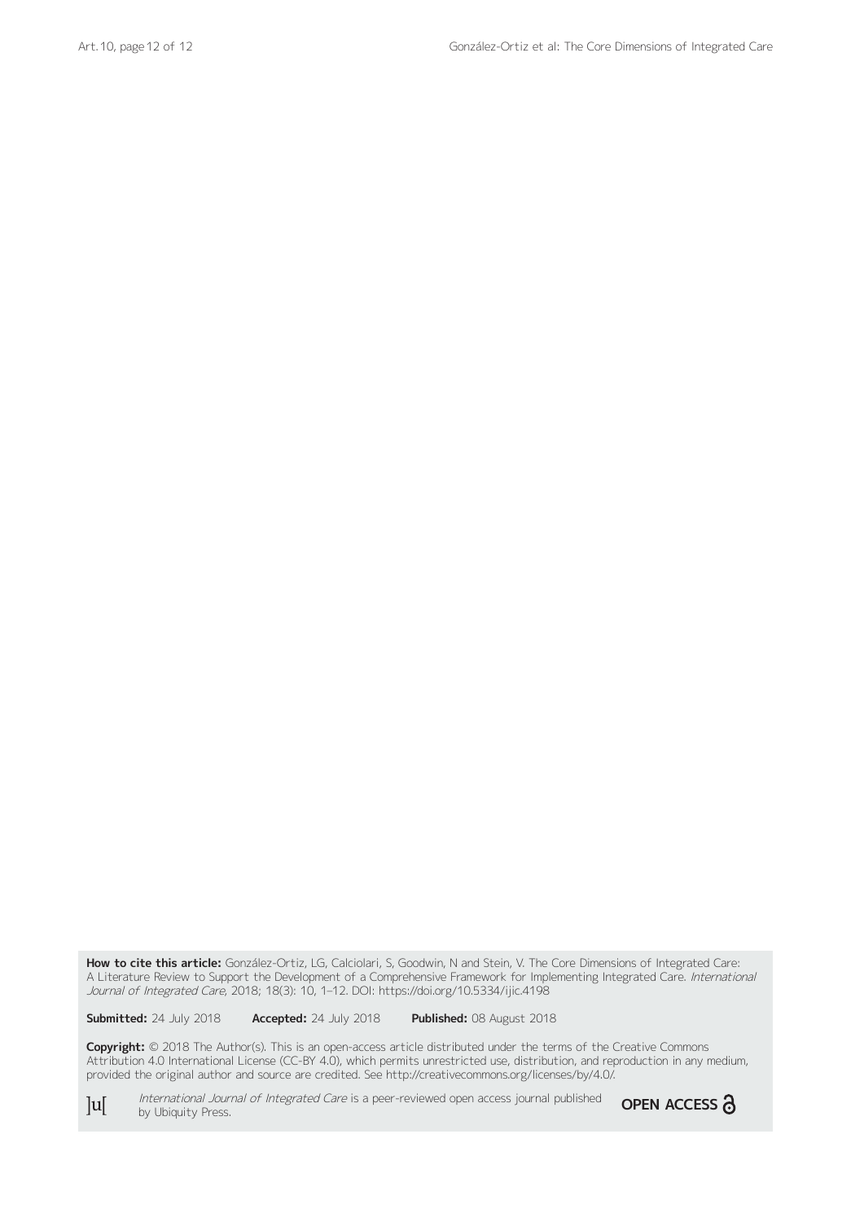**How to cite this article:** González-Ortiz, LG, Calciolari, S, Goodwin, N and Stein, V. The Core Dimensions of Integrated Care: A Literature Review to Support the Development of a Comprehensive Framework for Implementing Integrated Care. *International Journal of Integrated Care*, 2018; 18(3): 10, 1–12. DOI: https://doi.org/10.5334/ijic.4198

**Submitted:** 24 July 2018 **Accepted:** 24 July 2018 **Published:** 08 August 2018

**Copyright:** © 2018 The Author(s). This is an open-access article distributed under the terms of the Creative Commons Attribution 4.0 International License (CC-BY 4.0), which permits unrestricted use, distribution, and reproduction in any medium, provided the original author and source are credited. See http://creativecommons.org/licenses/by/4.0/.

*International Journal of Integrated Care* is a peer-reviewed open access journal published by Ubiquity Press.

**OPEN ACCESS**